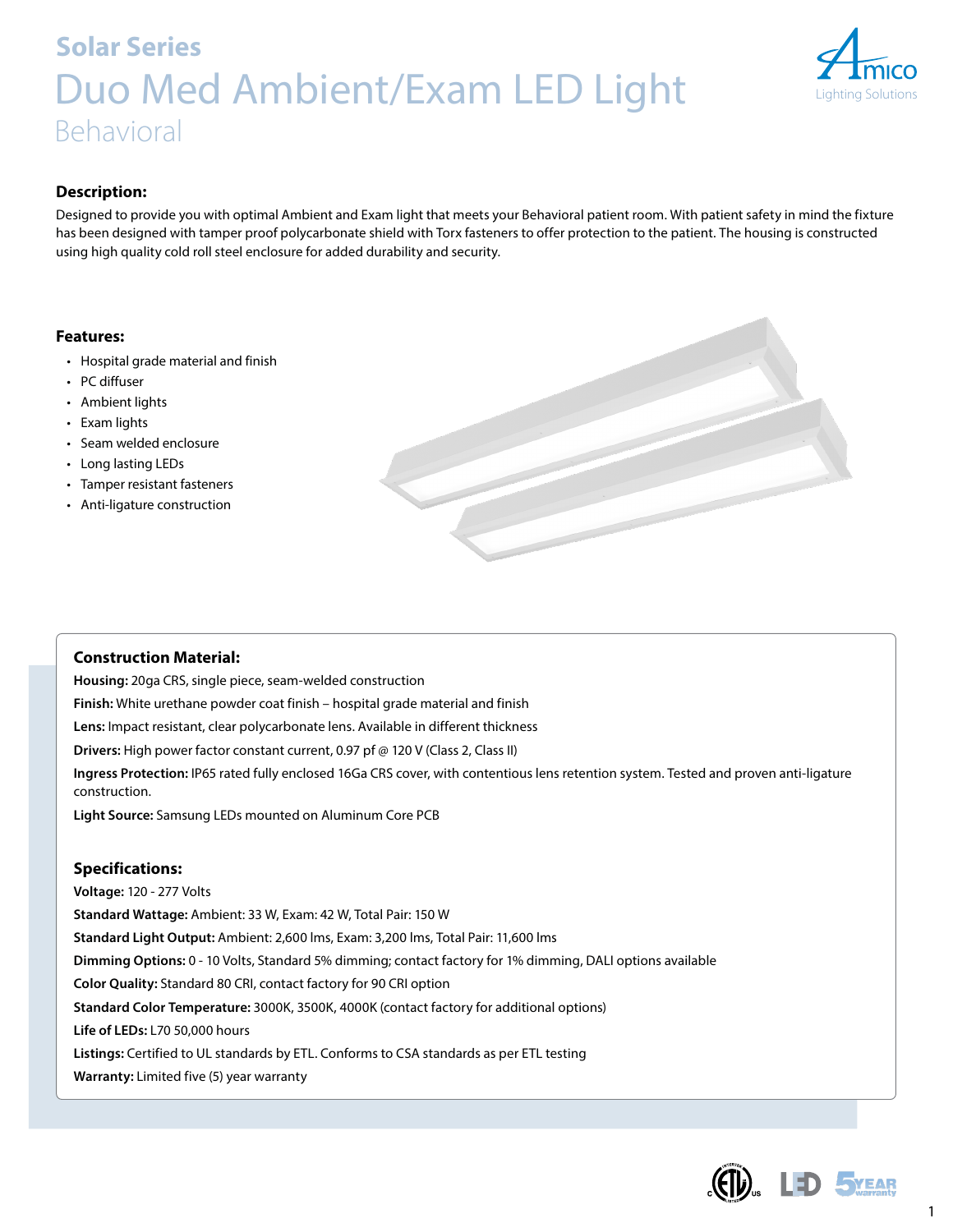## Solar Series

# Duo Med Ambient/Exam LED Light

### Behavioral

Amico Lighting Solutions

### Description:

Designed to provide you with optimal Ambient and Exam light that meets your Behavioral patient room. With patient safety in mind the fixture has been designed with tamper proof polycarbonate shield with Torx fasteners to offer protection to the patient. The housing is constructed using high quality cold roll steel enclosure for added durability and security.

### Features:

- Hospital grade material and finish
- PC diffuser
- Ambient lights
- Exam lights
- Seam welded enclosure
- Long lasting LEDs
- Tamper resistant fasteners
- Anti-ligature construction

### Construction Material:

**Housing:** 20ga CRS, single piece, seam-welded construction

**Finish:** White urethane powder coat finish – hospital grade material and finish

**Lens:** Impact resistant, clear polycarbonate lens. Available in different thickness

**Drivers:** High power factor constant current, 0.97 pf @ 120 V (Class 2, Class II)

**Ingress Protection:** IP65 rated fully enclosed 16Ga CRS cover, with contentious lens retention system. Tested and proven anti-ligature construction.

**Light Source:** Samsung LEDs mounted on Aluminum Core PCB

### Specifications:

**Voltage:** 120 - 277 Volts

**Standard Wattage:** Ambient: 33 W, Exam: 42 W, Total Pair: 150 W

**Standard Light Output:** Ambient: 2,600 lms, Exam: 3,200 lms, Total Pair: 11,600 lms

**Dimming Options:** 0 - 10 Volts, Standard 5% dimming; contact factory for 1% dimming, DALI options available

**Color Quality:** Standard 80 CRI, contact factory for 90 CRI option

**Standard Color Temperature:** 3000K, 3500K, 4000K (contact factory for additional options)

**Life of LEDs:** L70 50,000 hours

**Listings:** Certified to UL standards by ETL. Conforms to CSA standards as per ETL testing

**Warranty:** Limited five (5) year warranty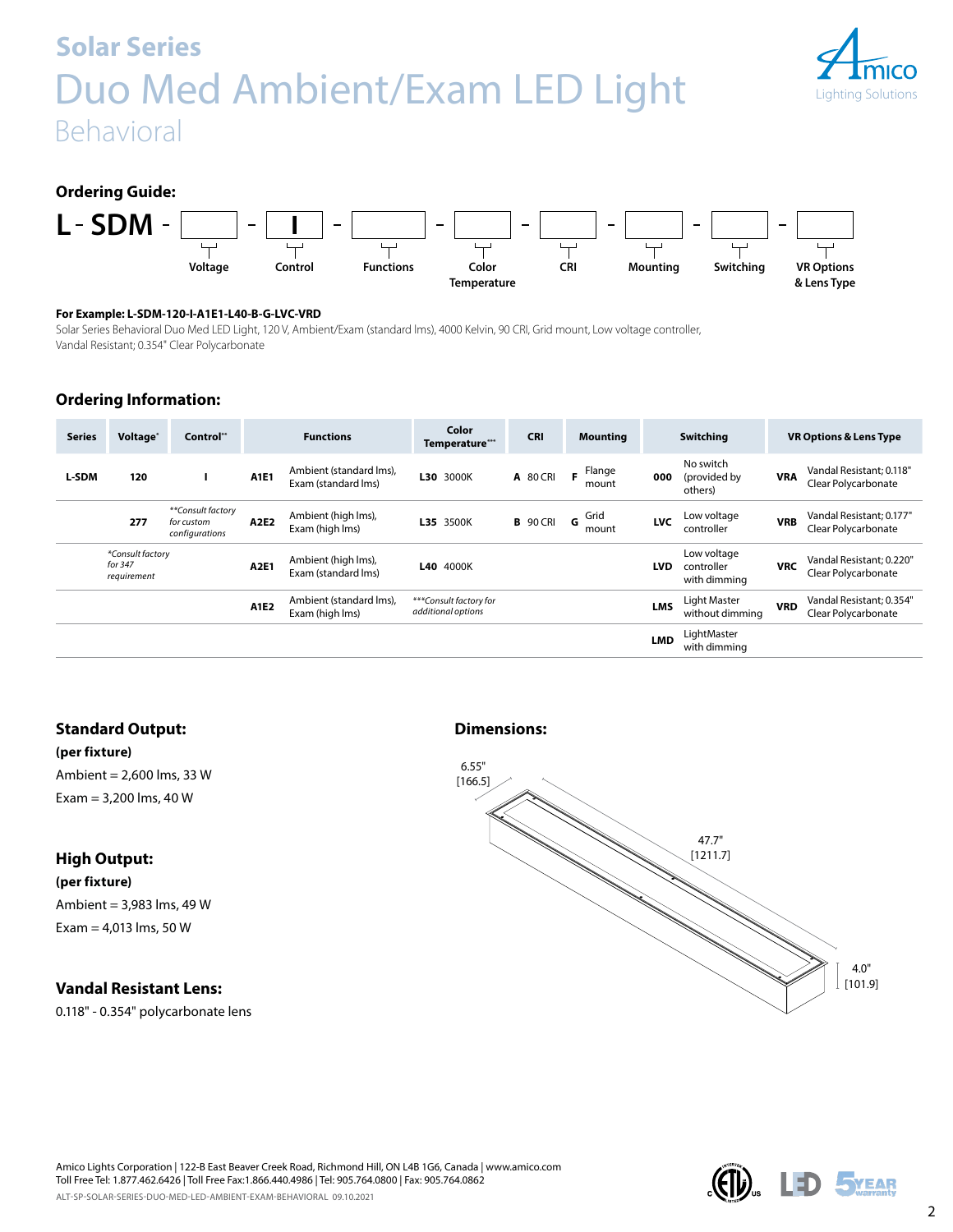# Solar Series

# Duo Med Ambient/Exam LED Light

## Behavioral

### Ordering Guide:

**L - SDM** - [ ] - [ **I** ] - [ ] - [ ] - [ ] - [ ] - [ ] - [ ]

Voltage | Control | Functions | Color Temperature | CRI | Mounting | Switching | VR Options & Lens Type

**For Example: L-SDM-120-I-A1E1-L40-B-G-LVC-VRD**

Solar Series Behavioral Duo Med LED Light, 120 V, Ambient/Exam (standard lms), 4000 Kelvin, 90 CRI, Grid mount, Low voltage controller, Vandal Resistant; 0.354" Clear Polycarbonate

### Ordering Information:

| Series | Voltage* | Control** | Functions | | Color Temperature*** | | CRI | | Mounting | | Switching | | VR Options & Lens Type | |
|---|---|---|---|---|---|---|---|---|---|---|---|---|---|---|
| **L-SDM** | **120** | **I** | **A1E1** | Ambient (standard lms), Exam (standard lms) | **L30** | 3000K | **A** | 80 CRI | **F** | Flange mount | **000** | No switch (provided by others) | **VRA** | Vandal Resistant; 0.118" Clear Polycarbonate |
| | **277** | *\*\*Consult factory for custom configurations* | **A2E2** | Ambient (high lms), Exam (high lms) | **L35** | 3500K | **B** | 90 CRI | **G** | Grid mount | **LVC** | Low voltage controller | **VRB** | Vandal Resistant; 0.177" Clear Polycarbonate |
| | *\*Consult factory for 347 requirement* | | **A2E1** | Ambient (high lms), Exam (standard lms) | **L40** | 4000K | | | | | **LVD** | Low voltage controller with dimming | **VRC** | Vandal Resistant; 0.220" Clear Polycarbonate |
| | | | **A1E2** | Ambient (standard lms), Exam (high lms) | *\*\*\*Consult factory for additional options* | | | | | | **LMS** | Light Master without dimming | **VRD** | Vandal Resistant; 0.354" Clear Polycarbonate |
| | | | | | | | | | | | **LMD** | LightMaster with dimming | | |

### Standard Output:

**(per fixture)**

Ambient = 2,600 lms, 33 W

Exam = 3,200 lms, 40 W

### High Output:

**(per fixture)**

Ambient = 3,983 lms, 49 W

Exam = 4,013 lms, 50 W

### Vandal Resistant Lens:

0.118" - 0.354" polycarbonate lens

### Dimensions:

6.55"
[166.5]

47.7"
[1211.7]

4.0"
[101.9]

Amico Lights Corporation | 122-B East Beaver Creek Road, Richmond Hill, ON L4B 1G6, Canada | www.amico.com
Toll Free Tel: 1.877.462.6426 | Toll Free Fax:1.866.440.4986 | Tel: 905.764.0800 | Fax: 905.764.0862
ALT-SP-SOLAR-SERIES-DUO-MED-LED-AMBIENT-EXAM-BEHAVIORAL 09.10.2021